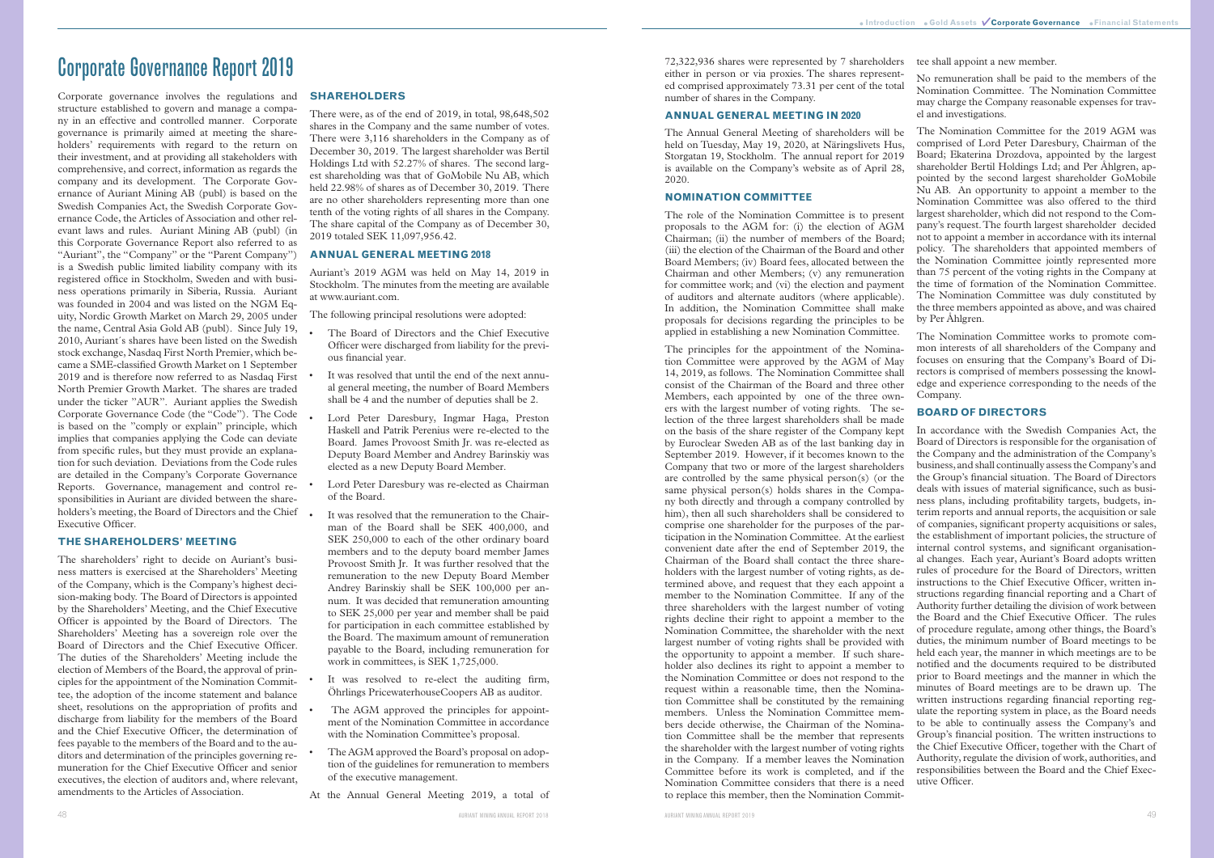# Corporate Governance Report 2019

Corporate governance involves the regulations and structure established to govern and manage a company in an effective and controlled manner. Corporate governance is primarily aimed at meeting the shareholders' requirements with regard to the return on their investment, and at providing all stakeholders with comprehensive, and correct, information as regards the company and its development. The Corporate Governance of Auriant Mining AB (publ) is based on the Swedish Companies Act, the Swedish Corporate Governance Code, the Articles of Association and other relevant laws and rules. Auriant Mining AB (publ) (in this Corporate Governance Report also referred to as "Auriant", the "Company" or the "Parent Company") is a Swedish public limited liability company with its registered office in Stockholm, Sweden and with business operations primarily in Siberia, Russia. Auriant was founded in 2004 and was listed on the NGM Equity, Nordic Growth Market on March 29, 2005 under the name, Central Asia Gold AB (publ). Since July 19, 2010, Auriant´s shares have been listed on the Swedish stock exchange, Nasdaq First North Premier, which became a SME-classified Growth Market on 1 September 2019 and is therefore now referred to as Nasdaq First North Premier Growth Market. The shares are traded under the ticker "AUR". Auriant applies the Swedish Corporate Governance Code (the "Code"). The Code is based on the "comply or explain" principle, which implies that companies applying the Code can deviate from specific rules, but they must provide an explanation for such deviation. Deviations from the Code rules are detailed in the Company's Corporate Governance Reports. Governance, management and control responsibilities in Auriant are divided between the shareholders's meeting, the Board of Directors and the Chief Executive Officer.

## THE SHAREHOLDERS' MEETING

The shareholders' right to decide on Auriant's business matters is exercised at the Shareholders' Meeting of the Company, which is the Company's highest decision-making body. The Board of Directors is appointed by the Shareholders' Meeting, and the Chief Executive Officer is appointed by the Board of Directors. The Shareholders' Meeting has a sovereign role over the Board of Directors and the Chief Executive Officer. The duties of the Shareholders' Meeting include the election of Members of the Board, the approval of principles for the appointment of the Nomination Committee, the adoption of the income statement and balance sheet, resolutions on the appropriation of profits and discharge from liability for the members of the Board and the Chief Executive Officer, the determination of fees payable to the members of the Board and to the auditors and determination of the principles governing remuneration for the Chief Executive Officer and senior executives, the election of auditors and, where relevant, amendments to the Articles of Association.

## SHAREHOLDERS

There were, as of the end of 2019, in total, 98,648,502 shares in the Company and the same number of votes. There were 3,116 shareholders in the Company as of December 30, 2019. The largest shareholder was Bertil Holdings Ltd with 52.27% of shares. The second largest shareholding was that of GoMobile Nu AB, which held 22.98% of shares as of December 30, 2019. There are no other shareholders representing more than one tenth of the voting rights of all shares in the Company. The share capital of the Company as of December 30, 2019 totaled SEK 11,097,956.42.

## ANNUAL GENERAL MEETING 2018

Auriant's 2019 AGM was held on May 14, 2019 in Stockholm. The minutes from the meeting are available at www.auriant.com.

The following principal resolutions were adopted:

- The Board of Directors and the Chief Executive Officer were discharged from liability for the previous financial year.
- It was resolved that until the end of the next annual general meeting, the number of Board Members shall be 4 and the number of deputies shall be 2.
- Lord Peter Daresbury, Ingmar Haga, Preston Haskell and Patrik Perenius were re-elected to the Board. James Provoost Smith Jr. was re-elected as Deputy Board Member and Andrey Barinskiy was elected as a new Deputy Board Member.
- Lord Peter Daresbury was re-elected as Chairman of the Board.
- It was resolved that the remuneration to the Chairman of the Board shall be SEK 400,000, and SEK 250,000 to each of the other ordinary board members and to the deputy board member James Provoost Smith Jr. It was further resolved that the remuneration to the new Deputy Board Member Andrey Barinskiy shall be SEK 100,000 per annum. It was decided that remuneration amounting to SEK 25,000 per year and member shall be paid for participation in each committee established by the Board. The maximum amount of remuneration payable to the Board, including remuneration for work in committees, is SEK 1,725,000.
- It was resolved to re-elect the auditing firm, Öhrlings PricewaterhouseCoopers AB as auditor.
- The AGM approved the principles for appointment of the Nomination Committee in accordance with the Nomination Committee's proposal.
- The AGM approved the Board's proposal on adoption of the guidelines for remuneration to members of the executive management.

At the Annual General Meeting 2019, a total of 72,322,936 shares were represented by 7 shareholders either in person or via proxies. The shares represented comprised approximately 73.31 per cent of the total number of shares in the Company.

## ANNUAL GENERAL MEETING IN 2020

The Annual General Meeting of shareholders will be held on Tuesday, May 19, 2020, at Näringslivets Hus, Storgatan 19, Stockholm. The annual report for 2019 is available on the Company's website as of April 28, 2020.

## NOMINATION COMMITTEE

The role of the Nomination Committee is to present proposals to the AGM for: (i) the election of AGM Chairman; (ii) the number of members of the Board; (iii) the election of the Chairman of the Board and other Board Members; (iv) Board fees, allocated between the Chairman and other Members; (v) any remuneration for committee work; and (vi) the election and payment of auditors and alternate auditors (where applicable). In addition, the Nomination Committee shall make proposals for decisions regarding the principles to be applied in establishing a new Nomination Committee.

The principles for the appointment of the Nomination Committee were approved by the AGM of May 14, 2019, as follows. The Nomination Committee shall consist of the Chairman of the Board and three other Members, each appointed by one of the three owners with the largest number of voting rights. The selection of the three largest shareholders shall be made on the basis of the share register of the Company kept by Euroclear Sweden AB as of the last banking day in September 2019. However, if it becomes known to the Company that two or more of the largest shareholders are controlled by the same physical person(s) (or the same physical person(s) holds shares in the Company both directly and through a company controlled by him), then all such shareholders shall be considered to comprise one shareholder for the purposes of the participation in the Nomination Committee. At the earliest convenient date after the end of September 2019, the Chairman of the Board shall contact the three shareholders with the largest number of voting rights, as determined above, and request that they each appoint a member to the Nomination Committee. If any of the three shareholders with the largest number of voting rights decline their right to appoint a member to the Nomination Committee, the shareholder with the next largest number of voting rights shall be provided with the opportunity to appoint a member. If such shareholder also declines its right to appoint a member to the Nomination Committee or does not respond to the request within a reasonable time, then the Nomination Committee shall be constituted by the remaining members. Unless the Nomination Committee members decide otherwise, the Chairman of the Nomination Committee shall be the member that represents the shareholder with the largest number of voting rights in the Company. If a member leaves the Nomination Committee before its work is completed, and if the Nomination Committee considers that there is a need to replace this member, then the Nomination Committee shall appoint a new member.

No remuneration shall be paid to the members of the Nomination Committee. The Nomination Committee may charge the Company reasonable expenses for travel and investigations.

The Nomination Committee for the 2019 AGM was comprised of Lord Peter Daresbury, Chairman of the Board; Ekaterina Drozdova, appointed by the largest shareholder Bertil Holdings Ltd; and Per Åhlgren, appointed by the second largest shareholder GoMobile Nu AB. An opportunity to appoint a member to the Nomination Committee was also offered to the third largest shareholder, which did not respond to the Company's request. The fourth largest shareholder decided not to appoint a member in accordance with its internal policy. The shareholders that appointed members of the Nomination Committee jointly represented more than 75 percent of the voting rights in the Company at the time of formation of the Nomination Committee. The Nomination Committee was duly constituted by the three members appointed as above, and was chaired by Per Åhlgren.

The Nomination Committee works to promote common interests of all shareholders of the Company and focuses on ensuring that the Company's Board of Directors is comprised of members possessing the knowledge and experience corresponding to the needs of the Company.

## BOARD OF DIRECTORS

In accordance with the Swedish Companies Act, the Board of Directors is responsible for the organisation of the Company and the administration of the Company's business, and shall continually assess the Company's and the Group's financial situation. The Board of Directors deals with issues of material significance, such as business plans, including profitability targets, budgets, interim reports and annual reports, the acquisition or sale of companies, significant property acquisitions or sales, the establishment of important policies, the structure of internal control systems, and significant organisational changes. Each year, Auriant's Board adopts written rules of procedure for the Board of Directors, written instructions to the Chief Executive Officer, written instructions regarding financial reporting and a Chart of Authority further detailing the division of work between the Board and the Chief Executive Officer. The rules of procedure regulate, among other things, the Board's duties, the minimum number of Board meetings to be held each year, the manner in which meetings are to be notified and the documents required to be distributed prior to Board meetings and the manner in which the minutes of Board meetings are to be drawn up. The written instructions regarding financial reporting regulate the reporting system in place, as the Board needs to be able to continually assess the Company's and Group's financial position. The written instructions to the Chief Executive Officer, together with the Chart of Authority, regulate the division of work, authorities, and responsibilities between the Board and the Chief Executive Officer.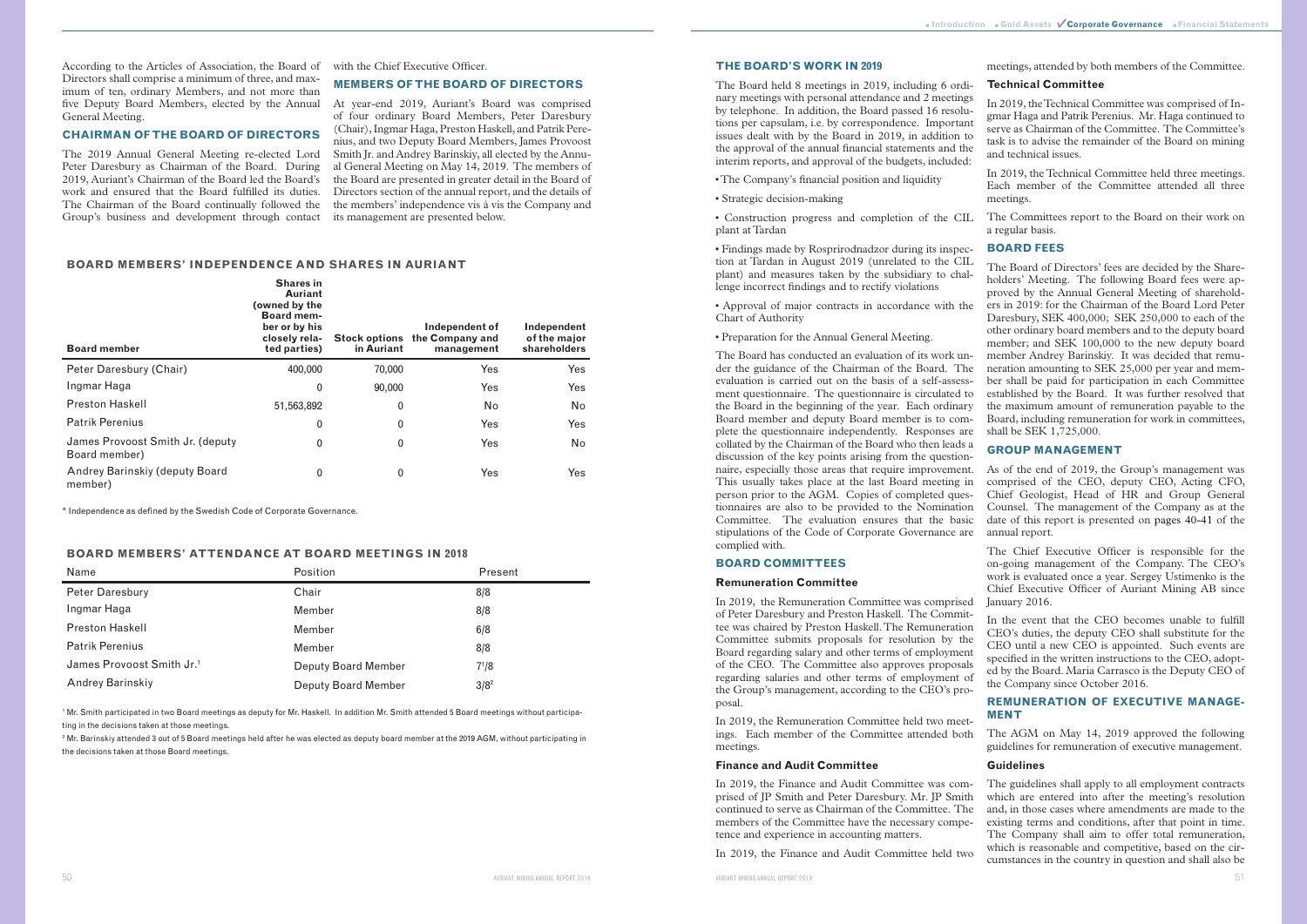According to the Articles of Association, the Board of Directors shall comprise a minimum of three, and maximum of ten, ordinary Members, and not more than five Deputy Board Members, elected by the Annual General Meeting.

### CHAIRMAN OF THE BOARD OF DIRECTORS

The 2019 Annual General Meeting re-elected Lord Peter Daresbury as Chairman of the Board. During 2019, Auriant's Chairman of the Board led the Board's work and ensured that the Board fulfilled its duties. The Chairman of the Board continually followed the Group's business and development through contact with the Chief Executive Officer.

### MEMBERS OF THE BOARD OF DIRECTORS

At year-end 2019, Auriant's Board was comprised of four ordinary Board Members, Peter Daresbury (Chair), Ingmar Haga, Preston Haskell, and Patrik Perenius, and two Deputy Board Members, James Provoost Smith Jr. and Andrey Barinskiy, all elected by the Annual General Meeting on May 14, 2019. The members of the Board are presented in greater detail in the Board of Directors section of the annual report, and the details of the members' independence vis à vis the Company and its management are presented below.

### BOARD MEMBERS' INDEPENDENCE AND SHARES IN AURIANT

| Board member | Shares in Auriant (owned by the Board member or by his closely related parties) | Stock options in Auriant | Independent of the Company and management | Independent of the major shareholders |
|---|---|---|---|---|
| Peter Daresbury (Chair) | 400,000 | 70,000 | Yes | Yes |
| Ingmar Haga | 0 | 90,000 | Yes | Yes |
| Preston Haskell | 51,563,892 | 0 | No | No |
| Patrik Perenius | 0 | 0 | Yes | Yes |
| James Provoost Smith Jr. (deputy Board member) | 0 | 0 | Yes | No |
| Andrey Barinskiy (deputy Board member) | 0 | 0 | Yes | Yes |

\* Independence as defined by the Swedish Code of Corporate Governance.

### BOARD MEMBERS' ATTENDANCE AT BOARD MEETINGS IN 2018

| Name | Position | Present |
|---|---|---|
| Peter Daresbury | Chair | 8/8 |
| Ingmar Haga | Member | 8/8 |
| Preston Haskell | Member | 6/8 |
| Patrik Perenius | Member | 8/8 |
| James Provoost Smith Jr.[1] | Deputy Board Member | 7[1]/8 |
| Andrey Barinskiy | Deputy Board Member | 3/8[2] |

[1] Mr. Smith participated in two Board meetings as deputy for Mr. Haskell. In addition Mr. Smith attended 5 Board meetings without participating in the decisions taken at those meetings.

[2] Mr. Barinskiy attended 3 out of 5 Board meetings held after he was elected as deputy board member at the 2019 AGM, without participating in the decisions taken at those Board meetings.

### THE BOARD'S WORK IN 2019

The Board held 8 meetings in 2019, including 6 ordinary meetings with personal attendance and 2 meetings by telephone. In addition, the Board passed 16 resolutions per capsulam, i.e. by correspondence. Important issues dealt with by the Board in 2019, in addition to the approval of the annual financial statements and the interim reports, and approval of the budgets, included:

- The Company's financial position and liquidity
- Strategic decision-making
- Construction progress and completion of the CIL plant at Tardan
- Findings made by Rosprirodnadzor during its inspection at Tardan in August 2019 (unrelated to the CIL plant) and measures taken by the subsidiary to challenge incorrect findings and to rectify violations
- Approval of major contracts in accordance with the Charter of Authority
- Preparation for the Annual General Meeting.

The Board has conducted an evaluation of its work under the guidance of the Chairman of the Board. The evaluation is carried out on the basis of a self-assessment questionnaire. The questionnaire is circulated to the Board in the beginning of the year. Each ordinary Board member and deputy Board member is to complete the questionnaire independently. Responses are collated by the Chairman of the Board who then leads a discussion of the key points arising from the questionnaire, especially those areas that require improvement. This usually takes place at the last Board meeting in person prior to the AGM. Copies of completed questionnaires are also to be provided to the Nomination Committee. The evaluation ensures that the basic stipulations of the Code of Corporate Governance are complied with.

### BOARD COMMITTEES

#### Remuneration Committee

In 2019, the Remuneration Committee was comprised of Peter Daresbury and Preston Haskell. The Committee was chaired by Preston Haskell. The Remuneration Committee submits proposals for resolution by the Board regarding salary and other terms of employment of the CEO. The Committee also approves proposals regarding salaries and other terms of employment of the Group's management, according to the CEO's proposal.

In 2019, the Remuneration Committee held two meetings. Each member of the Committee attended both meetings.

#### Finance and Audit Committee

In 2019, the Finance and Audit Committee was comprised of JP Smith and Peter Daresbury. Mr. JP Smith continued to serve as Chairman of the Committee. The members of the Committee have the necessary competence and experience in accounting matters.

In 2019, the Finance and Audit Committee held two meetings, attended by both members of the Committee.

#### Technical Committee

In 2019, the Technical Committee was comprised of Ingmar Haga and Patrik Perenius. Mr. Haga continued to serve as Chairman of the Committee. The Committee's task is to advise the remainder of the Board on mining and technical issues.

In 2019, the Technical Committee held three meetings. Each member of the Committee attended all three meetings.

The Committees report to the Board on their work on a regular basis.

### BOARD FEES

The Board of Directors' fees are decided by the Shareholders' Meeting. The following Board fees were approved by the Annual General Meeting of shareholders in 2019: for the Chairman of the Board Lord Peter Daresbury, SEK 400,000; SEK 250,000 to each of the other ordinary board members and to the deputy board member; and SEK 100,000 to the new deputy board member Andrey Barinskiy. It was decided that remuneration amounting to SEK 25,000 per year and member shall be paid for participation in each Committee established by the Board. It was further resolved that the maximum amount of remuneration payable to the Board, including remuneration for work in committees, shall be SEK 1,725,000.

### GROUP MANAGEMENT

As of the end of 2019, the Group's management was comprised of the CEO, deputy CEO, Acting CFO, Chief Geologist, Head of HR and Group General Counsel. The management of the Company as at the date of this report is presented on pages 40-41 of the annual report.

The Chief Executive Officer is responsible for the on-going management of the Company. The CEO's work is evaluated once a year. Sergey Ustimenko is the Chief Executive Officer of Auriant Mining AB since January 2016.

In the event that the CEO becomes unable to fulfill CEO's duties, the deputy CEO shall substitute for the CEO until a new CEO is appointed. Such events are specified in the written instructions to the CEO, adopted by the Board. Maria Carrasco is the Deputy CEO of the Company since October 2016.

### REMUNERATION OF EXECUTIVE MANAGEMENT

The AGM on May 14, 2019 approved the following guidelines for remuneration of executive management.

#### Guidelines

The guidelines shall apply to all employment contracts which are entered into after the meeting's resolution and, in those cases where amendments are made to the existing terms and conditions, after that point in time. The Company shall aim to offer total remuneration, which is reasonable and competitive, based on the circumstances in the country in question and shall also be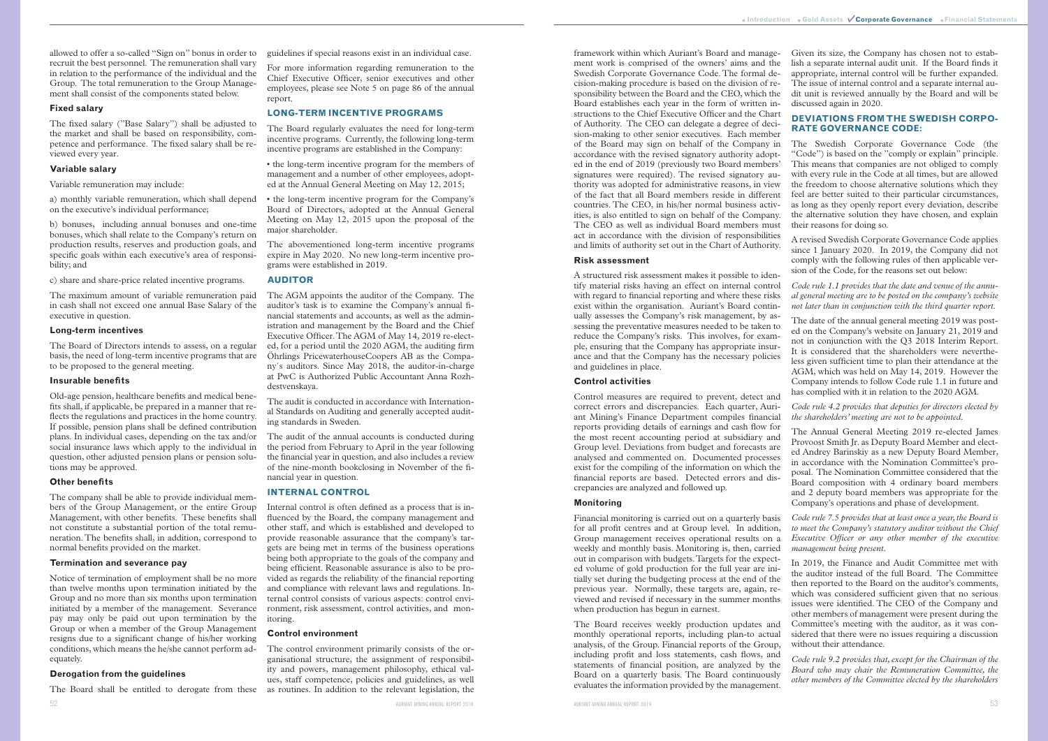allowed to offer a so-called "Sign on" bonus in order to recruit the best personnel. The remuneration shall vary in relation to the performance of the individual and the Group. The total remuneration to the Group Management shall consist of the components stated below.

#### Fixed salary

The fixed salary ("Base Salary") shall be adjusted to the market and shall be based on responsibility, competence and performance. The fixed salary shall be reviewed every year.

#### Variable salary

Variable remuneration may include:

a) monthly variable remuneration, which shall depend on the executive's individual performance;

b) bonuses, including annual bonuses and one-time bonuses, which shall relate to the Company's return on production results, reserves and production goals, and specific goals within each executive's area of responsibility; and

c) share and share-price related incentive programs.

The maximum amount of variable remuneration paid in cash shall not exceed one annual Base Salary of the executive in question.

#### Long-term incentives

The Board of Directors intends to assess, on a regular basis, the need of long-term incentive programs that are to be proposed to the general meeting.

#### Insurable benefits

Old-age pension, healthcare benefits and medical benefits shall, if applicable, be prepared in a manner that reflects the regulations and practices in the home country. If possible, pension plans shall be defined contribution plans. In individual cases, depending on the tax and/or social insurance laws which apply to the individual in question, other adjusted pension plans or pension solutions may be approved.

#### Other benefits

The company shall be able to provide individual members of the Group Management, or the entire Group Management, with other benefits. These benefits shall not constitute a substantial portion of the total remuneration. The benefits shall, in addition, correspond to normal benefits provided on the market.

#### Termination and severance pay

Notice of termination of employment shall be no more than twelve months upon termination initiated by the Group and no more than six months upon termination initiated by a member of the management. Severance pay may only be paid out upon termination by the Group or when a member of the Group Management resigns due to a significant change of his/her working conditions, which means the he/she cannot perform adequately.

#### Derogation from the guidelines

The Board shall be entitled to derogate from these guidelines if special reasons exist in an individual case.

For more information regarding remuneration to the Chief Executive Officer, senior executives and other employees, please see Note 5 on page 86 of the annual report.

### LONG-TERM INCENTIVE PROGRAMS

The Board regularly evaluates the need for long-term incentive programs. Currently, the following long-term incentive programs are established in the Company:

- the long-term incentive program for the members of management and a number of other employees, adopted at the Annual General Meeting on May 12, 2015;
- the long-term incentive program for the Company's Board of Directors, adopted at the Annual General Meeting on May 12, 2015 upon the proposal of the major shareholder.

The abovementioned long-term incentive programs expire in May 2020. No new long-term incentive programs were established in 2019.

### AUDITOR

The AGM appoints the auditor of the Company. The auditor's task is to examine the Company's annual financial statements and accounts, as well as the administration and management by the Board and the Chief Executive Officer. The AGM of May 14, 2019 re-elected, for a period until the 2020 AGM, the auditing firm Öhrlings PricewaterhouseCoopers AB as the Company´s auditors. Since May 2018, the auditor-in-charge at PwC is Authorized Public Accountant Anna Rozhdestvenskaya.

The audit is conducted in accordance with International Standards on Auditing and generally accepted auditing standards in Sweden.

The audit of the annual accounts is conducted during the period from February to April in the year following the financial year in question, and also includes a review of the nine-month bookclosing in November of the financial year in question.

### INTERNAL CONTROL

Internal control is often defined as a process that is influenced by the Board, the company management and other staff, and which is established and developed to provide reasonable assurance that the company's targets are being met in terms of the business operations being both appropriate to the goals of the company and being efficient. Reasonable assurance is also to be provided as regards the reliability of the financial reporting and compliance with relevant laws and regulations. Internal control consists of various aspects: control environment, risk assessment, control activities, and monitoring.

#### Control environment

The control environment primarily consists of the organisational structure, the assignment of responsibility and powers, management philosophy, ethical values, staff competence, policies and guidelines, as well as routines. In addition to the relevant legislation, the framework within which Auriant's Board and management work is comprised of the owners' aims and the Swedish Corporate Governance Code. The formal decision-making procedure is based on the division of responsibility between the Board and the CEO, which the Board establishes each year in the form of written instructions to the Chief Executive Officer and the Chart of Authority. The CEO can delegate a degree of decision-making to other senior executives. Each member of the Board may sign on behalf of the Company in accordance with the revised signatory authority adopted in the end of 2019 (previously two Board members' signatures were required). The revised signatory authority was adopted for administrative reasons, in view of the fact that all Board members reside in different countries. The CEO, in his/her normal business activities, is also entitled to sign on behalf of the Company. The CEO as well as individual Board members must act in accordance with the division of responsibilities and limits of authority set out in the Chart of Authority.

#### Risk assessment

A structured risk assessment makes it possible to identify material risks having an effect on internal control with regard to financial reporting and where these risks exist within the organisation. Auriant's Board continually assesses the Company's risk management, by assessing the preventative measures needed to be taken to reduce the Company's risks. This involves, for example, ensuring that the Company has appropriate insurance and that the Company has the necessary policies and guidelines in place.

#### Control activities

Control measures are required to prevent, detect and correct errors and discrepancies. Each quarter, Auriant Mining's Finance Department compiles financial reports providing details of earnings and cash flow for the most recent accounting period at subsidiary and Group level. Deviations from budget and forecasts are analysed and commented on. Documented processes exist for the compiling of the information on which the financial reports are based. Detected errors and discrepancies are analyzed and followed up.

#### Monitoring

Financial monitoring is carried out on a quarterly basis for all profit centres and at Group level. In addition, Group management receives operational results on a weekly and monthly basis. Monitoring is, then, carried out in comparison with budgets. Targets for the expected volume of gold production for the full year are initially set during the budgeting process at the end of the previous year. Normally, these targets are, again, reviewed and revised if necessary in the summer months when production has begun in earnest.

The Board receives weekly production updates and monthly operational reports, including plan-to actual analysis, of the Group. Financial reports of the Group, including profit and loss statements, cash flows, and statements of financial position, are analyzed by the Board on a quarterly basis. The Board continuously evaluates the information provided by the management.

Given its size, the Company has chosen not to establish a separate internal audit unit. If the Board finds it appropriate, internal control will be further expanded. The issue of internal control and a separate internal audit unit is reviewed annually by the Board and will be discussed again in 2020.

### DEVIATIONS FROM THE SWEDISH CORPORATE GOVERNANCE CODE:

The Swedish Corporate Governance Code (the "Code") is based on the "comply or explain" principle. This means that companies are not obliged to comply with every rule in the Code at all times, but are allowed the freedom to choose alternative solutions which they feel are better suited to their particular circumstances, as long as they openly report every deviation, describe the alternative solution they have chosen, and explain their reasons for doing so.

A revised Swedish Corporate Governance Code applies since 1 January 2020. In 2019, the Company did not comply with the following rules of then applicable version of the Code, for the reasons set out below:

*Code rule 1.1 provides that the date and venue of the annual general meeting are to be posted on the company's website not later than in conjunction with the third quarter report.*

The date of the annual general meeting 2019 was posted on the Company's website on January 21, 2019 and not in conjunction with the Q3 2018 Interim Report. It is considered that the shareholders were nevertheless given sufficient time to plan their attendance at the AGM, which was held on May 14, 2019. However the Company intends to follow Code rule 1.1 in future and has complied with it in relation to the 2020 AGM.

*Code rule 4.2 provides that deputies for directors elected by the shareholders' meeting are not to be appointed.*

The Annual General Meeting 2019 re-elected James Provoost Smith Jr. as Deputy Board Member and elected Andrey Barinskiy as a new Deputy Board Member, in accordance with the Nomination Committee's proposal. The Nomination Committee considered that the Board composition with 4 ordinary board members and 2 deputy board members was appropriate for the Company's operations and phase of development.

*Code rule 7.5 provides that at least once a year, the Board is to meet the Company's statutory auditor without the Chief Executive Officer or any other member of the executive management being present.*

In 2019, the Finance and Audit Committee met with the auditor instead of the full Board. The Committee then reported to the Board on the auditor's comments, which was considered sufficient given that no serious issues were identified. The CEO of the Company and other members of management were present during the Committee's meeting with the auditor, as it was considered that there were no issues requiring a discussion without their attendance.

*Code rule 9.2 provides that, except for the Chairman of the Board who may chair the Remuneration Committee, the other members of the Committee elected by the shareholders*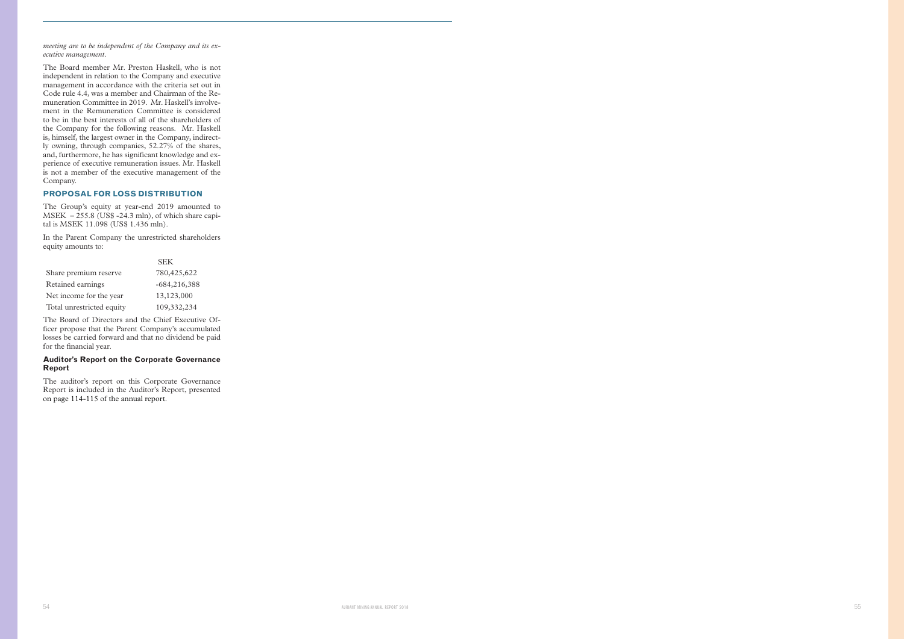*meeting are to be independent of the Company and its executive management.*

The Board member Mr. Preston Haskell, who is not independent in relation to the Company and executive management in accordance with the criteria set out in Code rule 4.4, was a member and Chairman of the Remuneration Committee in 2019. Mr. Haskell's involvement in the Remuneration Committee is considered to be in the best interests of all of the shareholders of the Company for the following reasons. Mr. Haskell is, himself, the largest owner in the Company, indirectly owning, through companies, 52.27% of the shares, and, furthermore, he has significant knowledge and experience of executive remuneration issues. Mr. Haskell is not a member of the executive management of the Company.

## PROPOSAL FOR LOSS DISTRIBUTION

The Group's equity at year-end 2019 amounted to MSEK – 255.8 (US$ -24.3 mln), of which share capital is MSEK 11.098 (US$ 1.436 mln).

In the Parent Company the unrestricted shareholders equity amounts to:

| | SEK |
|---|---|
| Share premium reserve | 780,425,622 |
| Retained earnings | -684,216,388 |
| Net income for the year | 13,123,000 |
| Total unrestricted equity | 109,332,234 |

The Board of Directors and the Chief Executive Officer propose that the Parent Company's accumulated losses be carried forward and that no dividend be paid for the financial year.

### Auditor's Report on the Corporate Governance Report

The auditor's report on this Corporate Governance Report is included in the Auditor's Report, presented on page 114-115 of the annual report.